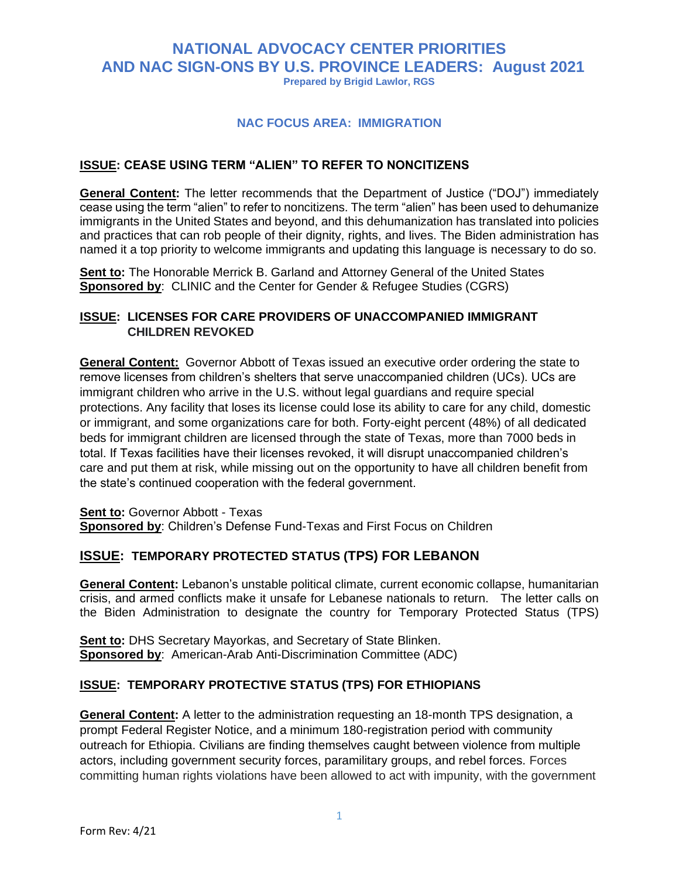# NATIONAL ADVOCACY CENTER PRIORITIES AND NAC SIGN-ONS BY U.S. PROVINCE LEADERS: August 2021

**Prepared by Brigid Lawlor, RGS**

## NAC FOCUS AREA: IMMIGRATION

### ISSUE: CEASE USING TERM "ALIEN" TO REFER TO NONCITIZENS

**General Content:** The letter recommends that the Department of Justice ("DOJ") immediately cease using the term "alien" to refer to noncitizens. The term "alien" has been used to dehumanize immigrants in the United States and beyond, and this dehumanization has translated into policies and practices that can rob people of their dignity, rights, and lives. The Biden administration has named it a top priority to welcome immigrants and updating this language is necessary to do so.

**Sent to:** The Honorable Merrick B. Garland and Attorney General of the United States
**Sponsored by**: CLINIC and the Center for Gender & Refugee Studies (CGRS)

### ISSUE: LICENSES FOR CARE PROVIDERS OF UNACCOMPANIED IMMIGRANT CHILDREN REVOKED

**General Content:** Governor Abbott of Texas issued an executive order ordering the state to remove licenses from children's shelters that serve unaccompanied children (UCs). UCs are immigrant children who arrive in the U.S. without legal guardians and require special protections. Any facility that loses its license could lose its ability to care for any child, domestic or immigrant, and some organizations care for both. Forty-eight percent (48%) of all dedicated beds for immigrant children are licensed through the state of Texas, more than 7000 beds in total. If Texas facilities have their licenses revoked, it will disrupt unaccompanied children's care and put them at risk, while missing out on the opportunity to have all children benefit from the state's continued cooperation with the federal government.

**Sent to:** Governor Abbott - Texas
**Sponsored by**: Children's Defense Fund-Texas and First Focus on Children

### ISSUE: TEMPORARY PROTECTED STATUS (TPS) FOR LEBANON

**General Content:** Lebanon's unstable political climate, current economic collapse, humanitarian crisis, and armed conflicts make it unsafe for Lebanese nationals to return. The letter calls on the Biden Administration to designate the country for Temporary Protected Status (TPS)

**Sent to:** DHS Secretary Mayorkas, and Secretary of State Blinken.
**Sponsored by**: American-Arab Anti-Discrimination Committee (ADC)

### ISSUE: TEMPORARY PROTECTIVE STATUS (TPS) FOR ETHIOPIANS

**General Content:** A letter to the administration requesting an 18-month TPS designation, a prompt Federal Register Notice, and a minimum 180-registration period with community outreach for Ethiopia. Civilians are finding themselves caught between violence from multiple actors, including government security forces, paramilitary groups, and rebel forces. Forces committing human rights violations have been allowed to act with impunity, with the government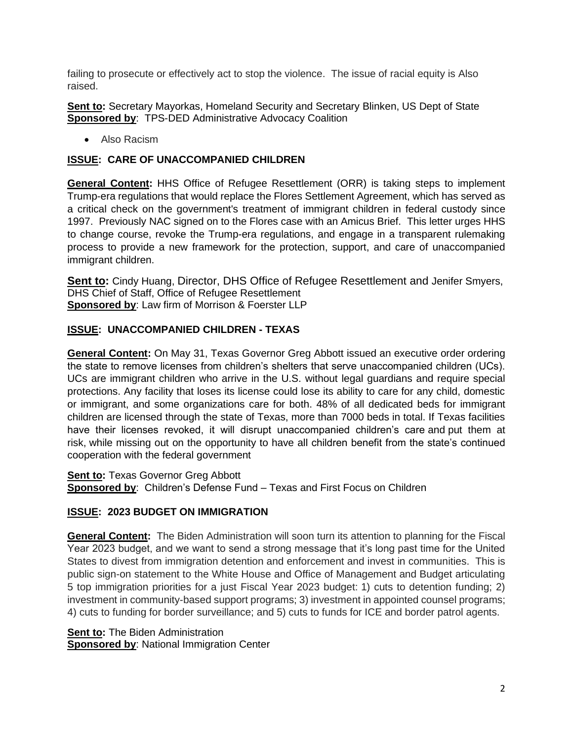failing to prosecute or effectively act to stop the violence. The issue of racial equity is Also raised.

**Sent to:** Secretary Mayorkas, Homeland Security and Secretary Blinken, US Dept of State
**Sponsored by**: TPS-DED Administrative Advocacy Coalition

- Also Racism

## ISSUE: CARE OF UNACCOMPANIED CHILDREN

**General Content:** HHS Office of Refugee Resettlement (ORR) is taking steps to implement Trump-era regulations that would replace the Flores Settlement Agreement, which has served as a critical check on the government's treatment of immigrant children in federal custody since 1997. Previously NAC signed on to the Flores case with an Amicus Brief. This letter urges HHS to change course, revoke the Trump-era regulations, and engage in a transparent rulemaking process to provide a new framework for the protection, support, and care of unaccompanied immigrant children.

**Sent to:** Cindy Huang, Director, DHS Office of Refugee Resettlement and Jenifer Smyers, DHS Chief of Staff, Office of Refugee Resettlement
**Sponsored by**: Law firm of Morrison & Foerster LLP

## ISSUE: UNACCOMPANIED CHILDREN - TEXAS

**General Content:** On May 31, Texas Governor Greg Abbott issued an executive order ordering the state to remove licenses from children's shelters that serve unaccompanied children (UCs). UCs are immigrant children who arrive in the U.S. without legal guardians and require special protections. Any facility that loses its license could lose its ability to care for any child, domestic or immigrant, and some organizations care for both. 48% of all dedicated beds for immigrant children are licensed through the state of Texas, more than 7000 beds in total. If Texas facilities have their licenses revoked, it will disrupt unaccompanied children's care and put them at risk, while missing out on the opportunity to have all children benefit from the state's continued cooperation with the federal government

**Sent to:** Texas Governor Greg Abbott
**Sponsored by**: Children's Defense Fund – Texas and First Focus on Children

## ISSUE: 2023 BUDGET ON IMMIGRATION

**General Content:** The Biden Administration will soon turn its attention to planning for the Fiscal Year 2023 budget, and we want to send a strong message that it's long past time for the United States to divest from immigration detention and enforcement and invest in communities. This is public sign-on statement to the White House and Office of Management and Budget articulating 5 top immigration priorities for a just Fiscal Year 2023 budget: 1) cuts to detention funding; 2) investment in community-based support programs; 3) investment in appointed counsel programs; 4) cuts to funding for border surveillance; and 5) cuts to funds for ICE and border patrol agents.

**Sent to:** The Biden Administration
**Sponsored by**: National Immigration Center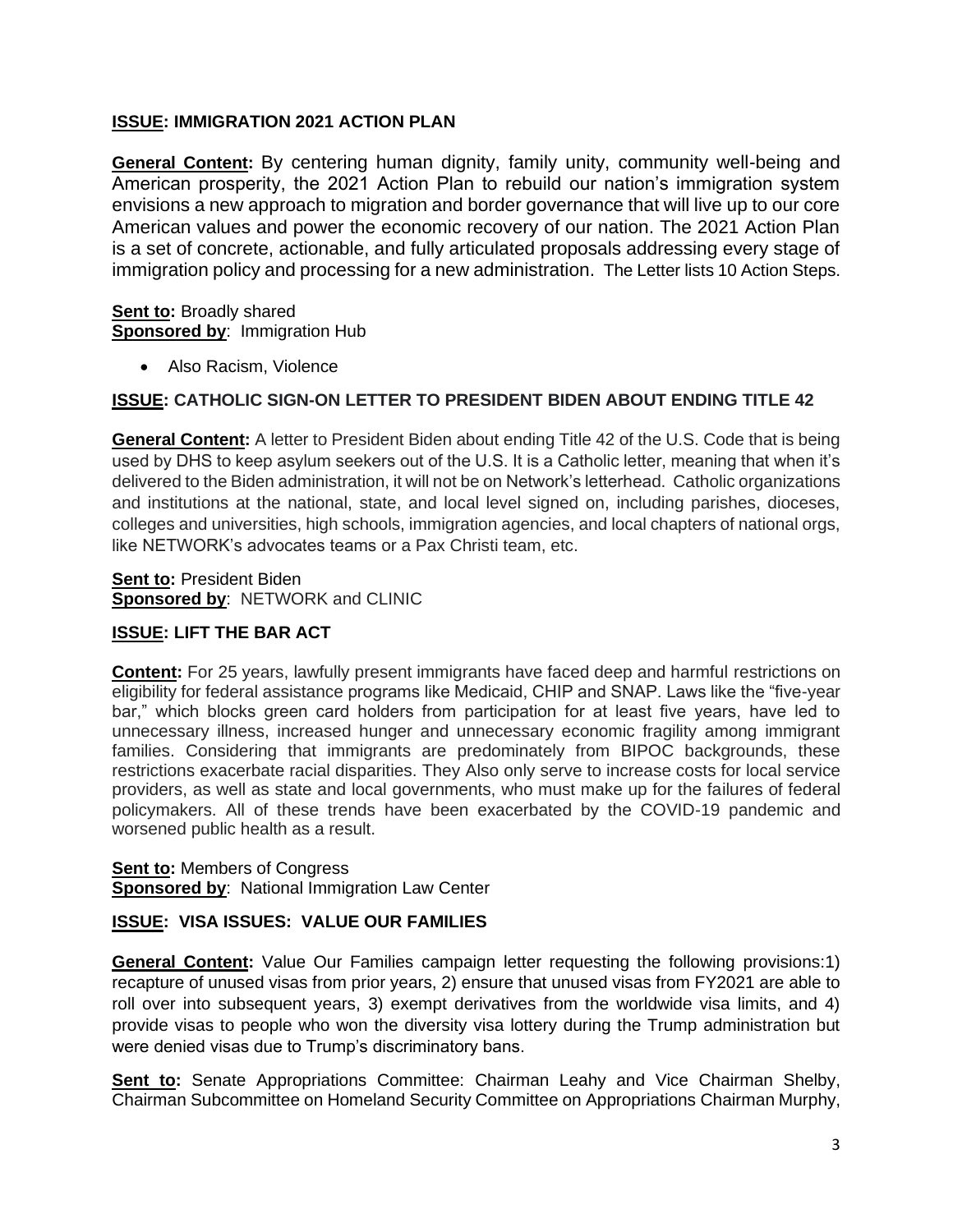**ISSUE: IMMIGRATION 2021 ACTION PLAN**

**General Content:** By centering human dignity, family unity, community well-being and American prosperity, the 2021 Action Plan to rebuild our nation's immigration system envisions a new approach to migration and border governance that will live up to our core American values and power the economic recovery of our nation. The 2021 Action Plan is a set of concrete, actionable, and fully articulated proposals addressing every stage of immigration policy and processing for a new administration. The Letter lists 10 Action Steps.

**Sent to:** Broadly shared
**Sponsored by**: Immigration Hub

- Also Racism, Violence

**ISSUE: CATHOLIC SIGN-ON LETTER TO PRESIDENT BIDEN ABOUT ENDING TITLE 42**

**General Content:** A letter to President Biden about ending Title 42 of the U.S. Code that is being used by DHS to keep asylum seekers out of the U.S. It is a Catholic letter, meaning that when it's delivered to the Biden administration, it will not be on Network's letterhead. Catholic organizations and institutions at the national, state, and local level signed on, including parishes, dioceses, colleges and universities, high schools, immigration agencies, and local chapters of national orgs, like NETWORK's advocates teams or a Pax Christi team, etc.

**Sent to:** President Biden
**Sponsored by**: NETWORK and CLINIC

**ISSUE: LIFT THE BAR ACT**

**Content:** For 25 years, lawfully present immigrants have faced deep and harmful restrictions on eligibility for federal assistance programs like Medicaid, CHIP and SNAP. Laws like the "five-year bar," which blocks green card holders from participation for at least five years, have led to unnecessary illness, increased hunger and unnecessary economic fragility among immigrant families. Considering that immigrants are predominately from BIPOC backgrounds, these restrictions exacerbate racial disparities. They Also only serve to increase costs for local service providers, as well as state and local governments, who must make up for the failures of federal policymakers. All of these trends have been exacerbated by the COVID-19 pandemic and worsened public health as a result.

**Sent to:** Members of Congress
**Sponsored by**: National Immigration Law Center

**ISSUE: VISA ISSUES: VALUE OUR FAMILIES**

**General Content:** Value Our Families campaign letter requesting the following provisions:1) recapture of unused visas from prior years, 2) ensure that unused visas from FY2021 are able to roll over into subsequent years, 3) exempt derivatives from the worldwide visa limits, and 4) provide visas to people who won the diversity visa lottery during the Trump administration but were denied visas due to Trump's discriminatory bans.

**Sent to:** Senate Appropriations Committee: Chairman Leahy and Vice Chairman Shelby, Chairman Subcommittee on Homeland Security Committee on Appropriations Chairman Murphy,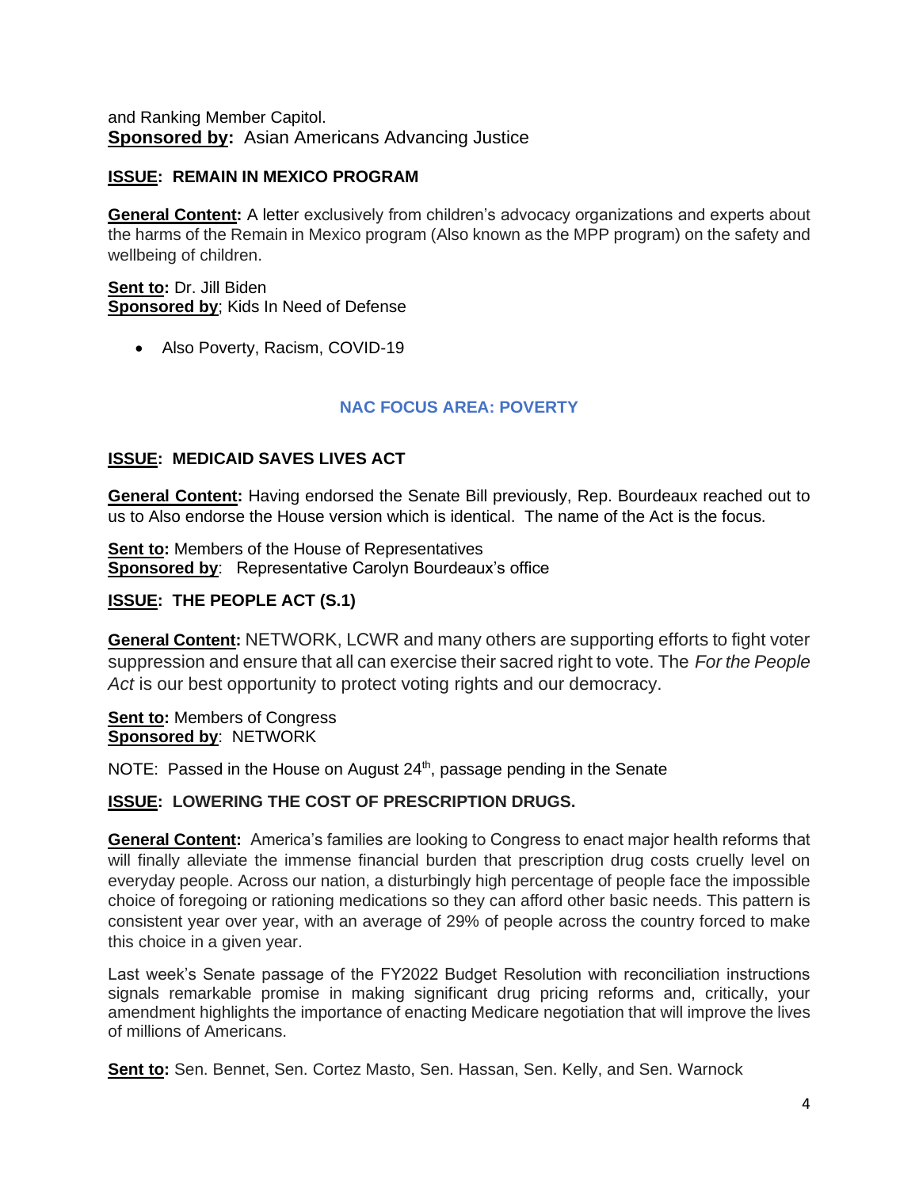and Ranking Member Capitol.
**Sponsored by:** Asian Americans Advancing Justice

**ISSUE: REMAIN IN MEXICO PROGRAM**

**General Content:** A letter exclusively from children's advocacy organizations and experts about the harms of the Remain in Mexico program (Also known as the MPP program) on the safety and wellbeing of children.

**Sent to:** Dr. Jill Biden
**Sponsored by**; Kids In Need of Defense

- Also Poverty, Racism, COVID-19

## NAC FOCUS AREA: POVERTY

**ISSUE: MEDICAID SAVES LIVES ACT**

**General Content:** Having endorsed the Senate Bill previously, Rep. Bourdeaux reached out to us to Also endorse the House version which is identical. The name of the Act is the focus.

**Sent to:** Members of the House of Representatives
**Sponsored by**: Representative Carolyn Bourdeaux's office

**ISSUE: THE PEOPLE ACT (S.1)**

**General Content:** NETWORK, LCWR and many others are supporting efforts to fight voter suppression and ensure that all can exercise their sacred right to vote. The *For the People Act* is our best opportunity to protect voting rights and our democracy.

**Sent to:** Members of Congress
**Sponsored by**: NETWORK

NOTE: Passed in the House on August 24th, passage pending in the Senate

**ISSUE: LOWERING THE COST OF PRESCRIPTION DRUGS.**

**General Content:** America's families are looking to Congress to enact major health reforms that will finally alleviate the immense financial burden that prescription drug costs cruelly level on everyday people. Across our nation, a disturbingly high percentage of people face the impossible choice of foregoing or rationing medications so they can afford other basic needs. This pattern is consistent year over year, with an average of 29% of people across the country forced to make this choice in a given year.

Last week's Senate passage of the FY2022 Budget Resolution with reconciliation instructions signals remarkable promise in making significant drug pricing reforms and, critically, your amendment highlights the importance of enacting Medicare negotiation that will improve the lives of millions of Americans.

**Sent to:** Sen. Bennet, Sen. Cortez Masto, Sen. Hassan, Sen. Kelly, and Sen. Warnock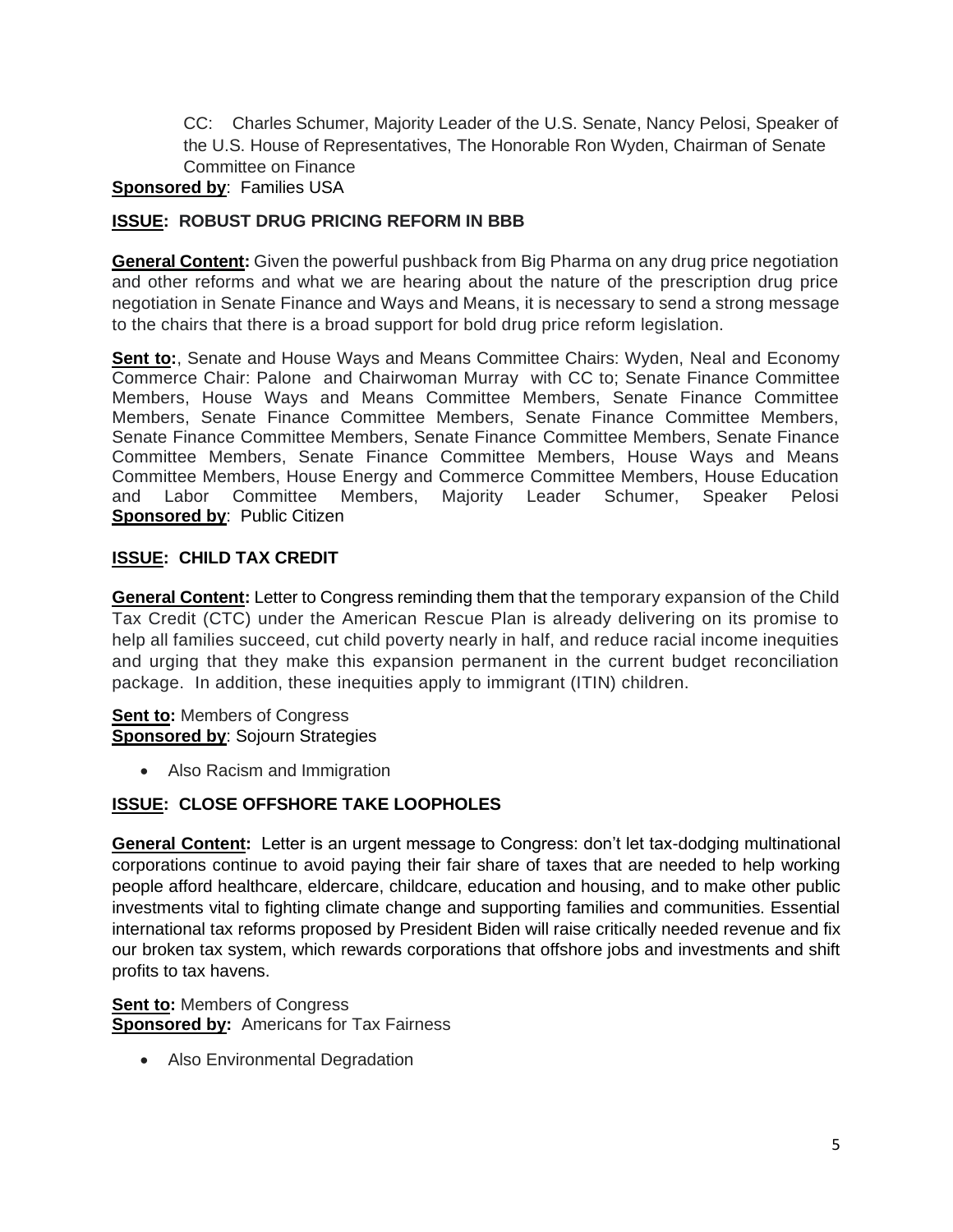CC: Charles Schumer, Majority Leader of the U.S. Senate, Nancy Pelosi, Speaker of the U.S. House of Representatives, The Honorable Ron Wyden, Chairman of Senate Committee on Finance

**Sponsored by**: Families USA

**ISSUE: ROBUST DRUG PRICING REFORM IN BBB**

**General Content:** Given the powerful pushback from Big Pharma on any drug price negotiation and other reforms and what we are hearing about the nature of the prescription drug price negotiation in Senate Finance and Ways and Means, it is necessary to send a strong message to the chairs that there is a broad support for bold drug price reform legislation.

**Sent to:**, Senate and House Ways and Means Committee Chairs: Wyden, Neal and Economy Commerce Chair: Palone and Chairwoman Murray with CC to; Senate Finance Committee Members, House Ways and Means Committee Members, Senate Finance Committee Members, Senate Finance Committee Members, Senate Finance Committee Members, Senate Finance Committee Members, Senate Finance Committee Members, Senate Finance Committee Members, Senate Finance Committee Members, House Ways and Means Committee Members, House Energy and Commerce Committee Members, House Education and Labor Committee Members, Majority Leader Schumer, Speaker Pelosi

**Sponsored by**: Public Citizen

**ISSUE: CHILD TAX CREDIT**

**General Content:** Letter to Congress reminding them that the temporary expansion of the Child Tax Credit (CTC) under the American Rescue Plan is already delivering on its promise to help all families succeed, cut child poverty nearly in half, and reduce racial income inequities and urging that they make this expansion permanent in the current budget reconciliation package. In addition, these inequities apply to immigrant (ITIN) children.

**Sent to:** Members of Congress

**Sponsored by**: Sojourn Strategies

- Also Racism and Immigration

**ISSUE: CLOSE OFFSHORE TAKE LOOPHOLES**

**General Content:** Letter is an urgent message to Congress: don't let tax-dodging multinational corporations continue to avoid paying their fair share of taxes that are needed to help working people afford healthcare, eldercare, childcare, education and housing, and to make other public investments vital to fighting climate change and supporting families and communities. Essential international tax reforms proposed by President Biden will raise critically needed revenue and fix our broken tax system, which rewards corporations that offshore jobs and investments and shift profits to tax havens.

**Sent to:** Members of Congress

**Sponsored by:** Americans for Tax Fairness

- Also Environmental Degradation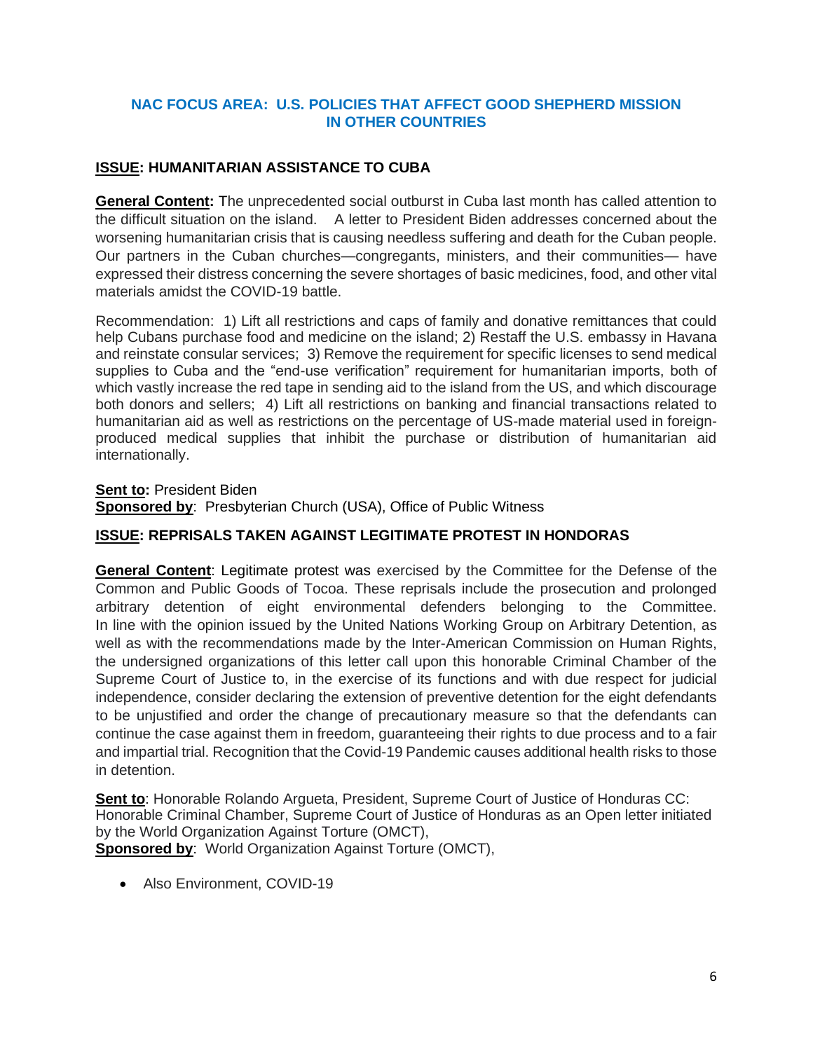## NAC FOCUS AREA: U.S. POLICIES THAT AFFECT GOOD SHEPHERD MISSION IN OTHER COUNTRIES

### ISSUE: HUMANITARIAN ASSISTANCE TO CUBA

**General Content:** The unprecedented social outburst in Cuba last month has called attention to the difficult situation on the island. A letter to President Biden addresses concerned about the worsening humanitarian crisis that is causing needless suffering and death for the Cuban people. Our partners in the Cuban churches—congregants, ministers, and their communities— have expressed their distress concerning the severe shortages of basic medicines, food, and other vital materials amidst the COVID-19 battle.

Recommendation: 1) Lift all restrictions and caps of family and donative remittances that could help Cubans purchase food and medicine on the island; 2) Restaff the U.S. embassy in Havana and reinstate consular services; 3) Remove the requirement for specific licenses to send medical supplies to Cuba and the "end-use verification" requirement for humanitarian imports, both of which vastly increase the red tape in sending aid to the island from the US, and which discourage both donors and sellers; 4) Lift all restrictions on banking and financial transactions related to humanitarian aid as well as restrictions on the percentage of US-made material used in foreign-produced medical supplies that inhibit the purchase or distribution of humanitarian aid internationally.

**Sent to:** President Biden
**Sponsored by**: Presbyterian Church (USA), Office of Public Witness

### ISSUE: REPRISALS TAKEN AGAINST LEGITIMATE PROTEST IN HONDORAS

**General Content**: Legitimate protest was exercised by the Committee for the Defense of the Common and Public Goods of Tocoa. These reprisals include the prosecution and prolonged arbitrary detention of eight environmental defenders belonging to the Committee. In line with the opinion issued by the United Nations Working Group on Arbitrary Detention, as well as with the recommendations made by the Inter-American Commission on Human Rights, the undersigned organizations of this letter call upon this honorable Criminal Chamber of the Supreme Court of Justice to, in the exercise of its functions and with due respect for judicial independence, consider declaring the extension of preventive detention for the eight defendants to be unjustified and order the change of precautionary measure so that the defendants can continue the case against them in freedom, guaranteeing their rights to due process and to a fair and impartial trial. Recognition that the Covid-19 Pandemic causes additional health risks to those in detention.

**Sent to**: Honorable Rolando Argueta, President, Supreme Court of Justice of Honduras CC: Honorable Criminal Chamber, Supreme Court of Justice of Honduras as an Open letter initiated by the World Organization Against Torture (OMCT),
**Sponsored by**: World Organization Against Torture (OMCT),

- Also Environment, COVID-19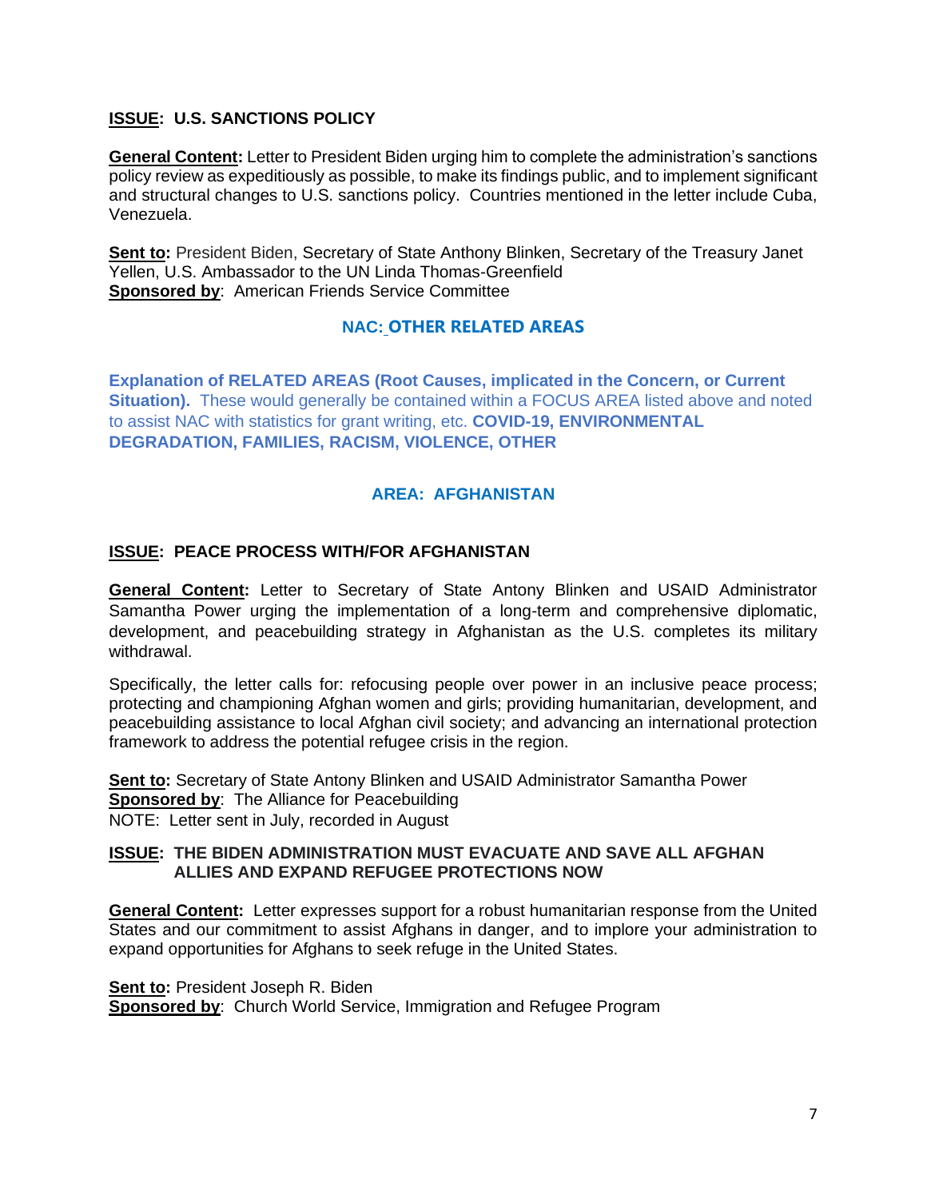**ISSUE: U.S. SANCTIONS POLICY**

**General Content:** Letter to President Biden urging him to complete the administration's sanctions policy review as expeditiously as possible, to make its findings public, and to implement significant and structural changes to U.S. sanctions policy. Countries mentioned in the letter include Cuba, Venezuela.

**Sent to:** President Biden, Secretary of State Anthony Blinken, Secretary of the Treasury Janet Yellen, U.S. Ambassador to the UN Linda Thomas-Greenfield
**Sponsored by**: American Friends Service Committee

## NAC: OTHER RELATED AREAS

**Explanation of RELATED AREAS (Root Causes, implicated in the Concern, or Current Situation).** These would generally be contained within a FOCUS AREA listed above and noted to assist NAC with statistics for grant writing, etc. **COVID-19, ENVIRONMENTAL DEGRADATION, FAMILIES, RACISM, VIOLENCE, OTHER**

## AREA: AFGHANISTAN

**ISSUE: PEACE PROCESS WITH/FOR AFGHANISTAN**

**General Content:** Letter to Secretary of State Antony Blinken and USAID Administrator Samantha Power urging the implementation of a long-term and comprehensive diplomatic, development, and peacebuilding strategy in Afghanistan as the U.S. completes its military withdrawal.

Specifically, the letter calls for: refocusing people over power in an inclusive peace process; protecting and championing Afghan women and girls; providing humanitarian, development, and peacebuilding assistance to local Afghan civil society; and advancing an international protection framework to address the potential refugee crisis in the region.

**Sent to:** Secretary of State Antony Blinken and USAID Administrator Samantha Power
**Sponsored by**: The Alliance for Peacebuilding
NOTE: Letter sent in July, recorded in August

**ISSUE: THE BIDEN ADMINISTRATION MUST EVACUATE AND SAVE ALL AFGHAN ALLIES AND EXPAND REFUGEE PROTECTIONS NOW**

**General Content:** Letter expresses support for a robust humanitarian response from the United States and our commitment to assist Afghans in danger, and to implore your administration to expand opportunities for Afghans to seek refuge in the United States.

**Sent to:** President Joseph R. Biden
**Sponsored by**: Church World Service, Immigration and Refugee Program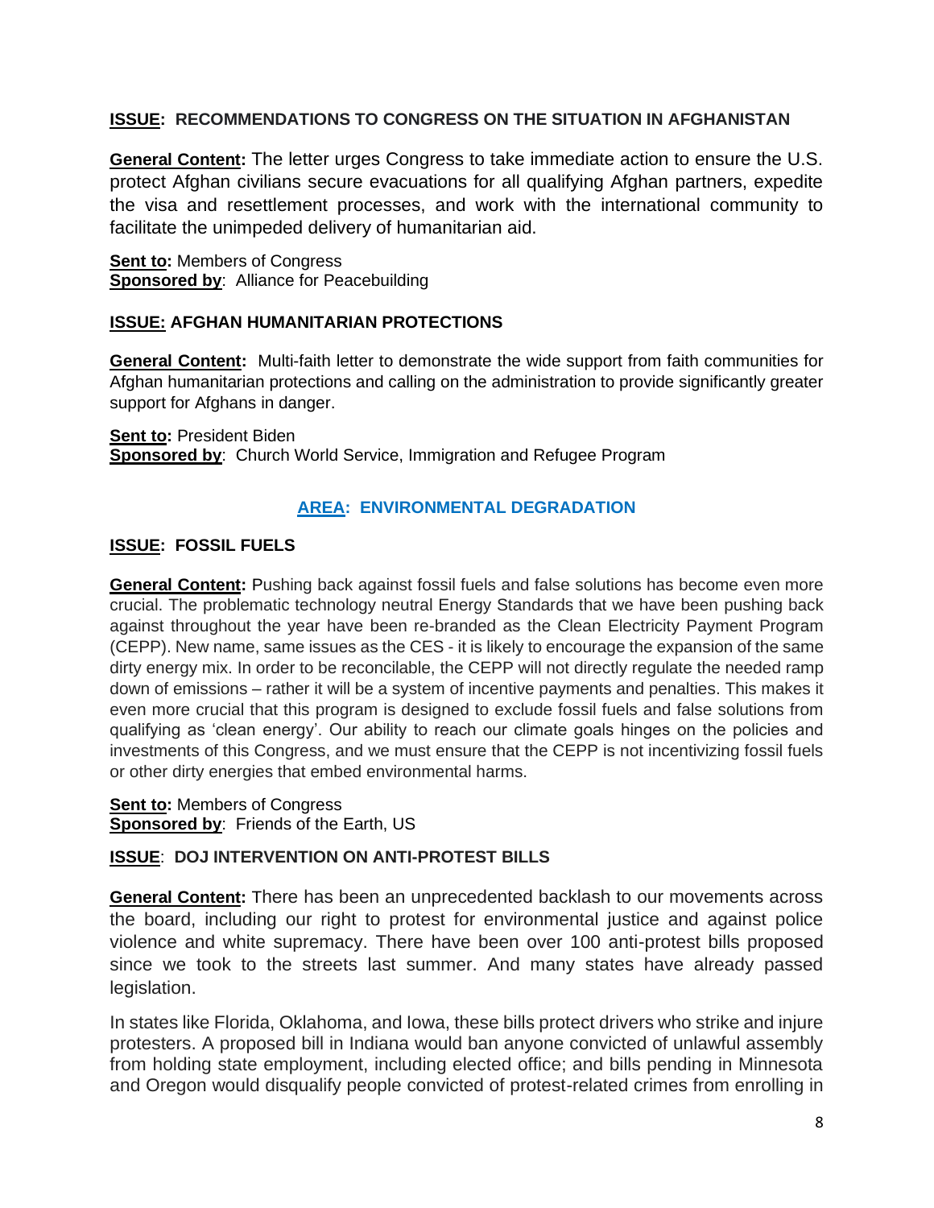**ISSUE: RECOMMENDATIONS TO CONGRESS ON THE SITUATION IN AFGHANISTAN**

**General Content:** The letter urges Congress to take immediate action to ensure the U.S. protect Afghan civilians secure evacuations for all qualifying Afghan partners, expedite the visa and resettlement processes, and work with the international community to facilitate the unimpeded delivery of humanitarian aid.

**Sent to:** Members of Congress
**Sponsored by**: Alliance for Peacebuilding

**ISSUE: AFGHAN HUMANITARIAN PROTECTIONS**

**General Content:** Multi-faith letter to demonstrate the wide support from faith communities for Afghan humanitarian protections and calling on the administration to provide significantly greater support for Afghans in danger.

**Sent to:** President Biden
**Sponsored by**: Church World Service, Immigration and Refugee Program

## AREA: ENVIRONMENTAL DEGRADATION

**ISSUE: FOSSIL FUELS**

**General Content:** Pushing back against fossil fuels and false solutions has become even more crucial. The problematic technology neutral Energy Standards that we have been pushing back against throughout the year have been re-branded as the Clean Electricity Payment Program (CEPP). New name, same issues as the CES - it is likely to encourage the expansion of the same dirty energy mix. In order to be reconcilable, the CEPP will not directly regulate the needed ramp down of emissions – rather it will be a system of incentive payments and penalties. This makes it even more crucial that this program is designed to exclude fossil fuels and false solutions from qualifying as 'clean energy'. Our ability to reach our climate goals hinges on the policies and investments of this Congress, and we must ensure that the CEPP is not incentivizing fossil fuels or other dirty energies that embed environmental harms.

**Sent to:** Members of Congress
**Sponsored by**: Friends of the Earth, US

**ISSUE**: **DOJ INTERVENTION ON ANTI-PROTEST BILLS**

**General Content:** There has been an unprecedented backlash to our movements across the board, including our right to protest for environmental justice and against police violence and white supremacy. There have been over 100 anti-protest bills proposed since we took to the streets last summer. And many states have already passed legislation.

In states like Florida, Oklahoma, and Iowa, these bills protect drivers who strike and injure protesters. A proposed bill in Indiana would ban anyone convicted of unlawful assembly from holding state employment, including elected office; and bills pending in Minnesota and Oregon would disqualify people convicted of protest-related crimes from enrolling in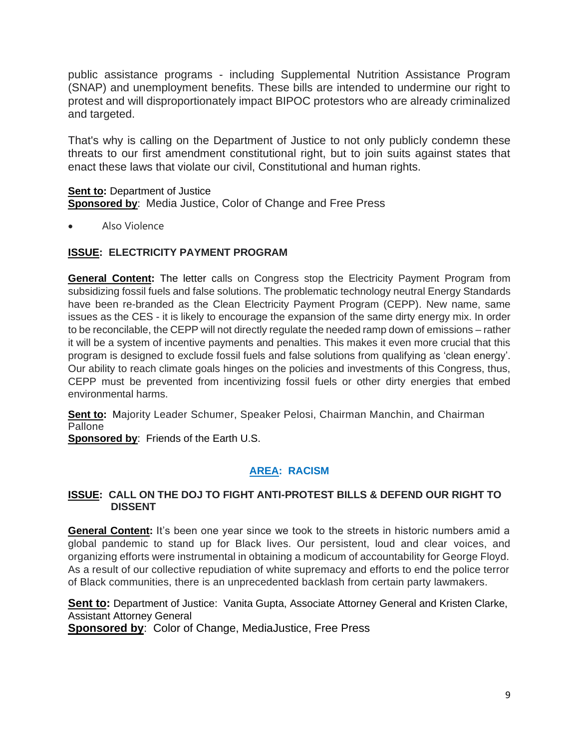public assistance programs - including Supplemental Nutrition Assistance Program (SNAP) and unemployment benefits. These bills are intended to undermine our right to protest and will disproportionately impact BIPOC protestors who are already criminalized and targeted.

That's why is calling on the Department of Justice to not only publicly condemn these threats to our first amendment constitutional right, but to join suits against states that enact these laws that violate our civil, Constitutional and human rights.

**Sent to:** Department of Justice
**Sponsored by**: Media Justice, Color of Change and Free Press

- Also Violence

**ISSUE: ELECTRICITY PAYMENT PROGRAM**

**General Content:** The letter calls on Congress stop the Electricity Payment Program from subsidizing fossil fuels and false solutions. The problematic technology neutral Energy Standards have been re-branded as the Clean Electricity Payment Program (CEPP). New name, same issues as the CES - it is likely to encourage the expansion of the same dirty energy mix. In order to be reconcilable, the CEPP will not directly regulate the needed ramp down of emissions – rather it will be a system of incentive payments and penalties. This makes it even more crucial that this program is designed to exclude fossil fuels and false solutions from qualifying as 'clean energy'. Our ability to reach climate goals hinges on the policies and investments of this Congress, thus, CEPP must be prevented from incentivizing fossil fuels or other dirty energies that embed environmental harms.

**Sent to:** Majority Leader Schumer, Speaker Pelosi, Chairman Manchin, and Chairman Pallone
**Sponsored by**: Friends of the Earth U.S.

## AREA: RACISM

**ISSUE: CALL ON THE DOJ TO FIGHT ANTI-PROTEST BILLS & DEFEND OUR RIGHT TO DISSENT**

**General Content:** It's been one year since we took to the streets in historic numbers amid a global pandemic to stand up for Black lives. Our persistent, loud and clear voices, and organizing efforts were instrumental in obtaining a modicum of accountability for George Floyd. As a result of our collective repudiation of white supremacy and efforts to end the police terror of Black communities, there is an unprecedented backlash from certain party lawmakers.

**Sent to:** Department of Justice: Vanita Gupta, Associate Attorney General and Kristen Clarke, Assistant Attorney General
**Sponsored by**: Color of Change, MediaJustice, Free Press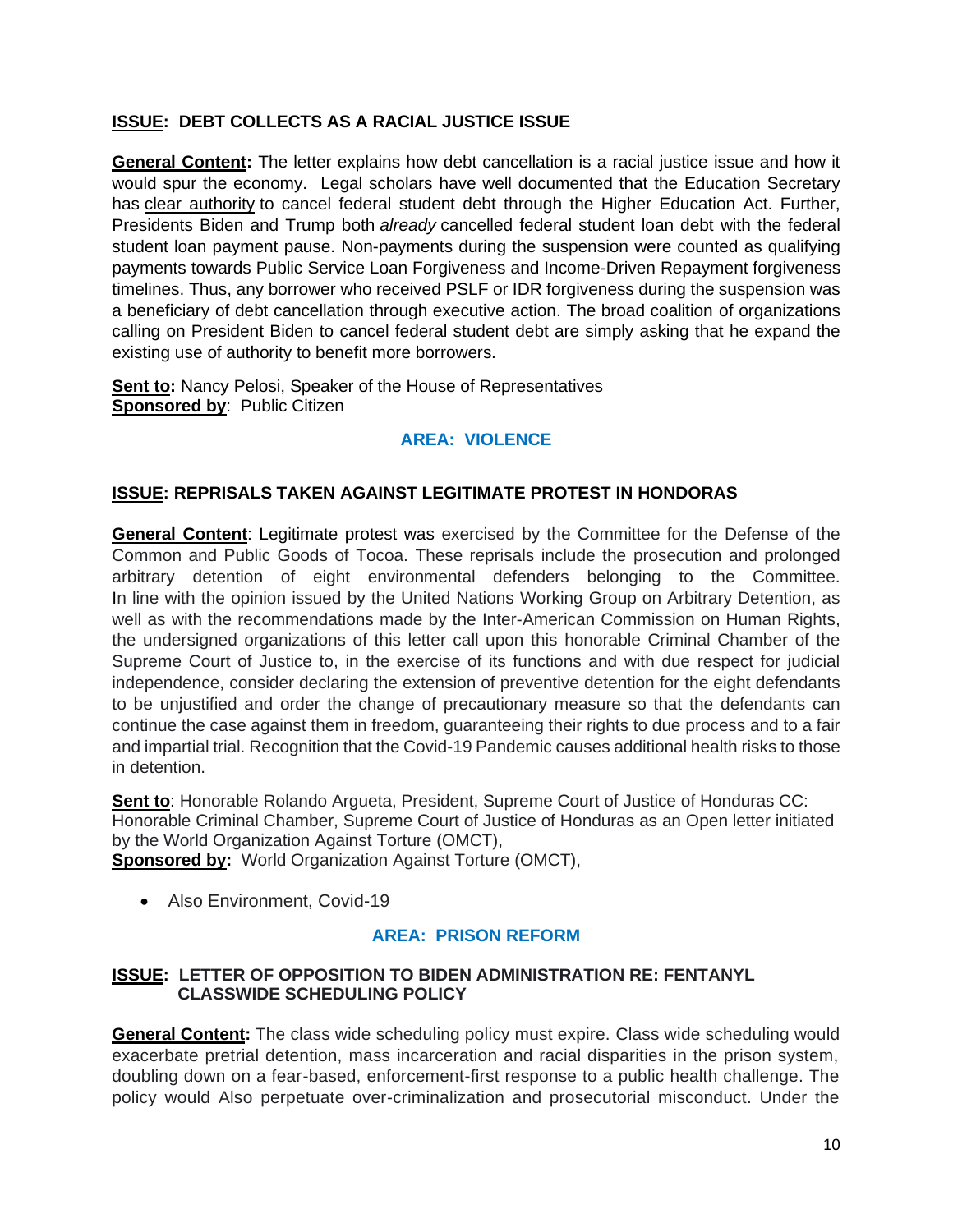**ISSUE: DEBT COLLECTS AS A RACIAL JUSTICE ISSUE**

**General Content:** The letter explains how debt cancellation is a racial justice issue and how it would spur the economy. Legal scholars have well documented that the Education Secretary has clear authority to cancel federal student debt through the Higher Education Act. Further, Presidents Biden and Trump both *already* cancelled federal student loan debt with the federal student loan payment pause. Non-payments during the suspension were counted as qualifying payments towards Public Service Loan Forgiveness and Income-Driven Repayment forgiveness timelines. Thus, any borrower who received PSLF or IDR forgiveness during the suspension was a beneficiary of debt cancellation through executive action. The broad coalition of organizations calling on President Biden to cancel federal student debt are simply asking that he expand the existing use of authority to benefit more borrowers.

**Sent to:** Nancy Pelosi, Speaker of the House of Representatives
**Sponsored by**: Public Citizen

## AREA: VIOLENCE

**ISSUE: REPRISALS TAKEN AGAINST LEGITIMATE PROTEST IN HONDORAS**

**General Content**: Legitimate protest was exercised by the Committee for the Defense of the Common and Public Goods of Tocoa. These reprisals include the prosecution and prolonged arbitrary detention of eight environmental defenders belonging to the Committee. In line with the opinion issued by the United Nations Working Group on Arbitrary Detention, as well as with the recommendations made by the Inter-American Commission on Human Rights, the undersigned organizations of this letter call upon this honorable Criminal Chamber of the Supreme Court of Justice to, in the exercise of its functions and with due respect for judicial independence, consider declaring the extension of preventive detention for the eight defendants to be unjustified and order the change of precautionary measure so that the defendants can continue the case against them in freedom, guaranteeing their rights to due process and to a fair and impartial trial. Recognition that the Covid-19 Pandemic causes additional health risks to those in detention.

**Sent to**: Honorable Rolando Argueta, President, Supreme Court of Justice of Honduras CC: Honorable Criminal Chamber, Supreme Court of Justice of Honduras as an Open letter initiated by the World Organization Against Torture (OMCT),
**Sponsored by:** World Organization Against Torture (OMCT),

- Also Environment, Covid-19

## AREA: PRISON REFORM

**ISSUE: LETTER OF OPPOSITION TO BIDEN ADMINISTRATION RE: FENTANYL CLASSWIDE SCHEDULING POLICY**

**General Content:** The class wide scheduling policy must expire. Class wide scheduling would exacerbate pretrial detention, mass incarceration and racial disparities in the prison system, doubling down on a fear-based, enforcement-first response to a public health challenge. The policy would Also perpetuate over-criminalization and prosecutorial misconduct. Under the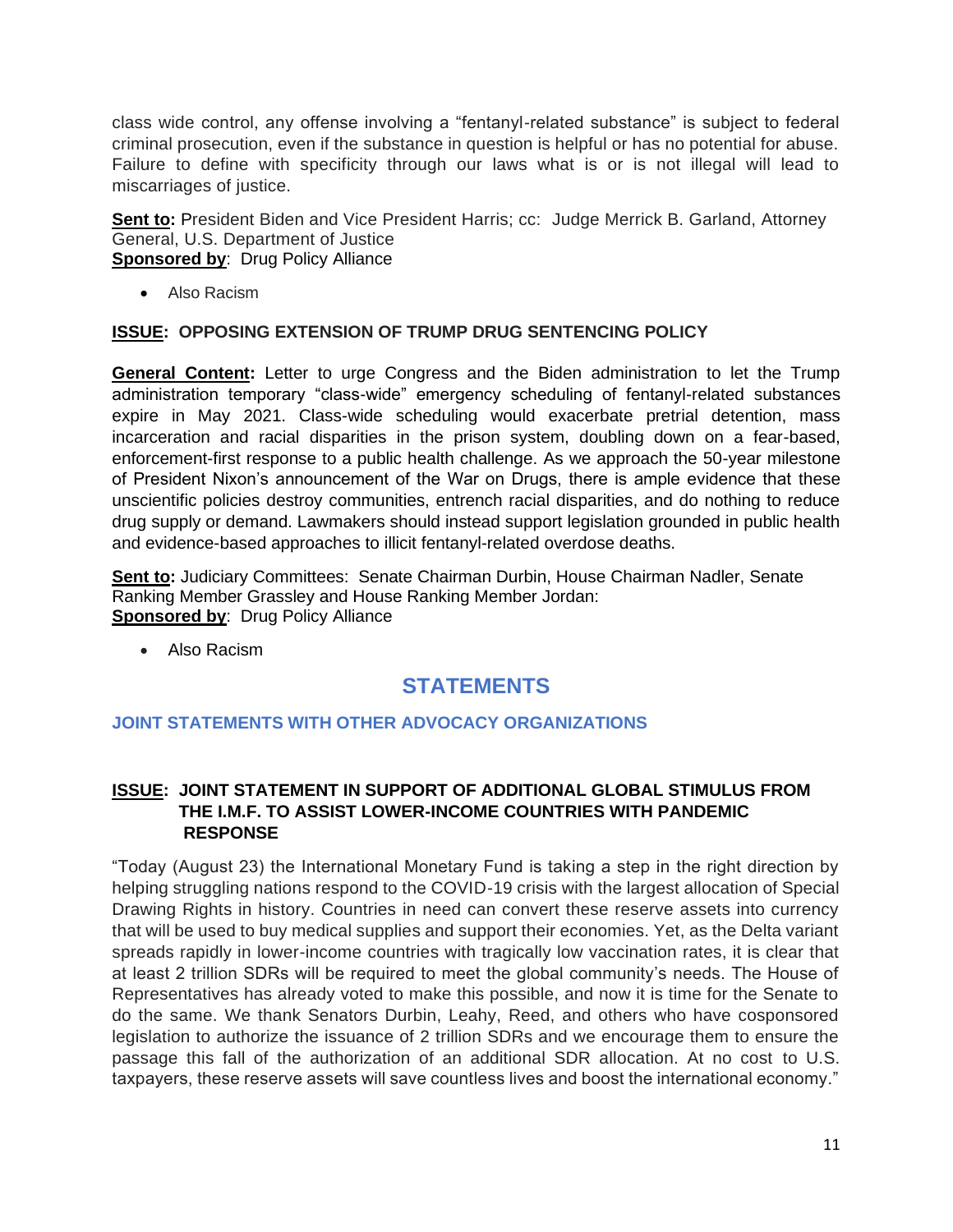class wide control, any offense involving a "fentanyl-related substance" is subject to federal criminal prosecution, even if the substance in question is helpful or has no potential for abuse. Failure to define with specificity through our laws what is or is not illegal will lead to miscarriages of justice.

**Sent to:** President Biden and Vice President Harris; cc: Judge Merrick B. Garland, Attorney General, U.S. Department of Justice
**Sponsored by**: Drug Policy Alliance

- Also Racism

**ISSUE: OPPOSING EXTENSION OF TRUMP DRUG SENTENCING POLICY**

**General Content:** Letter to urge Congress and the Biden administration to let the Trump administration temporary "class-wide" emergency scheduling of fentanyl-related substances expire in May 2021. Class-wide scheduling would exacerbate pretrial detention, mass incarceration and racial disparities in the prison system, doubling down on a fear-based, enforcement-first response to a public health challenge. As we approach the 50-year milestone of President Nixon's announcement of the War on Drugs, there is ample evidence that these unscientific policies destroy communities, entrench racial disparities, and do nothing to reduce drug supply or demand. Lawmakers should instead support legislation grounded in public health and evidence-based approaches to illicit fentanyl-related overdose deaths.

**Sent to:** Judiciary Committees: Senate Chairman Durbin, House Chairman Nadler, Senate Ranking Member Grassley and House Ranking Member Jordan:
**Sponsored by**: Drug Policy Alliance

- Also Racism

## STATEMENTS

### JOINT STATEMENTS WITH OTHER ADVOCACY ORGANIZATIONS

**ISSUE: JOINT STATEMENT IN SUPPORT OF ADDITIONAL GLOBAL STIMULUS FROM THE I.M.F. TO ASSIST LOWER-INCOME COUNTRIES WITH PANDEMIC RESPONSE**

"Today (August 23) the International Monetary Fund is taking a step in the right direction by helping struggling nations respond to the COVID-19 crisis with the largest allocation of Special Drawing Rights in history. Countries in need can convert these reserve assets into currency that will be used to buy medical supplies and support their economies. Yet, as the Delta variant spreads rapidly in lower-income countries with tragically low vaccination rates, it is clear that at least 2 trillion SDRs will be required to meet the global community's needs. The House of Representatives has already voted to make this possible, and now it is time for the Senate to do the same. We thank Senators Durbin, Leahy, Reed, and others who have cosponsored legislation to authorize the issuance of 2 trillion SDRs and we encourage them to ensure the passage this fall of the authorization of an additional SDR allocation. At no cost to U.S. taxpayers, these reserve assets will save countless lives and boost the international economy."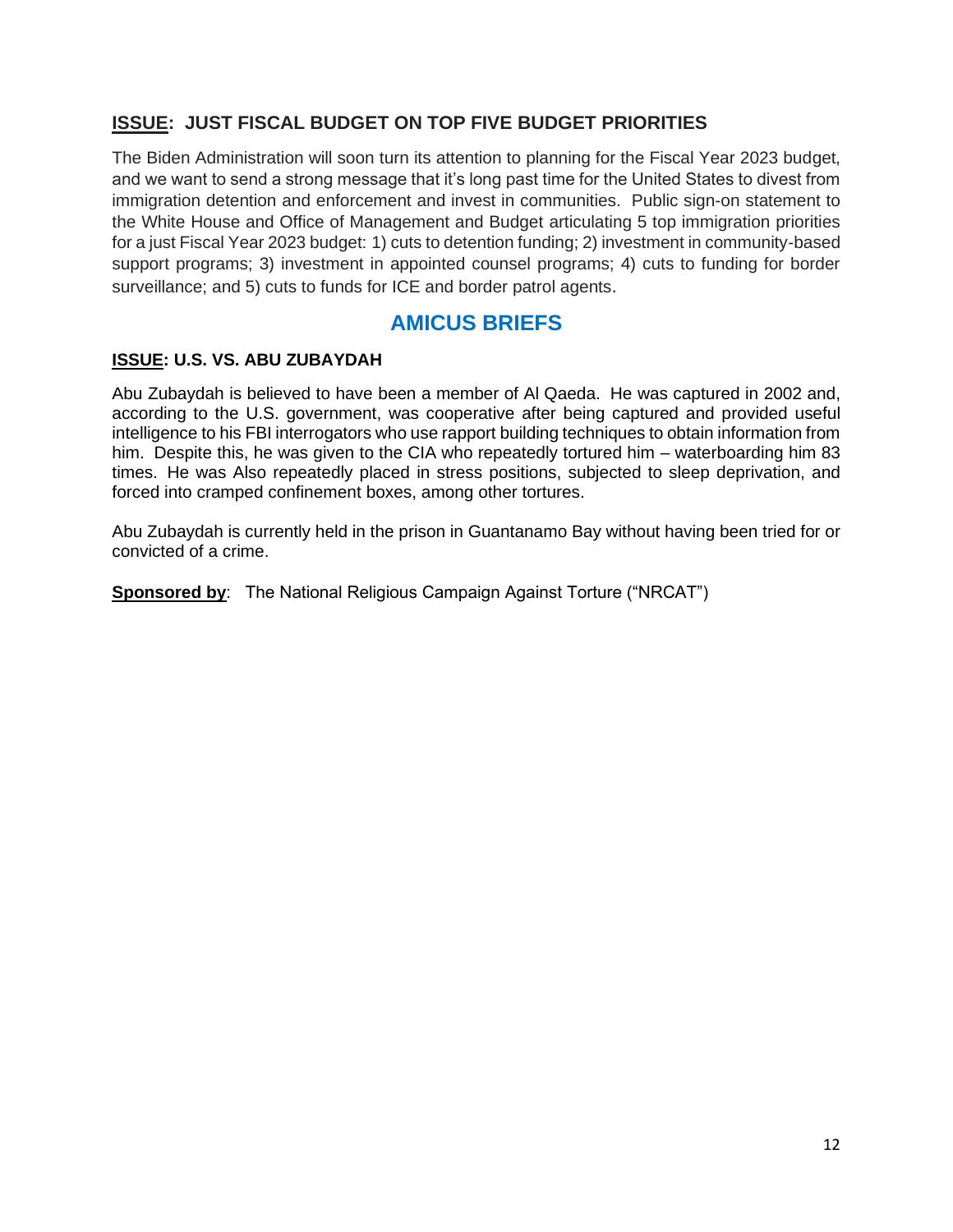**<u>ISSUE</u>: JUST FISCAL BUDGET ON TOP FIVE BUDGET PRIORITIES**

The Biden Administration will soon turn its attention to planning for the Fiscal Year 2023 budget, and we want to send a strong message that it's long past time for the United States to divest from immigration detention and enforcement and invest in communities. Public sign-on statement to the White House and Office of Management and Budget articulating 5 top immigration priorities for a just Fiscal Year 2023 budget: 1) cuts to detention funding; 2) investment in community-based support programs; 3) investment in appointed counsel programs; 4) cuts to funding for border surveillance; and 5) cuts to funds for ICE and border patrol agents.

## AMICUS BRIEFS

**<u>ISSUE</u>: U.S. VS. ABU ZUBAYDAH**

Abu Zubaydah is believed to have been a member of Al Qaeda. He was captured in 2002 and, according to the U.S. government, was cooperative after being captured and provided useful intelligence to his FBI interrogators who use rapport building techniques to obtain information from him. Despite this, he was given to the CIA who repeatedly tortured him – waterboarding him 83 times. He was Also repeatedly placed in stress positions, subjected to sleep deprivation, and forced into cramped confinement boxes, among other tortures.

Abu Zubaydah is currently held in the prison in Guantanamo Bay without having been tried for or convicted of a crime.

**<u>Sponsored by</u>**: The National Religious Campaign Against Torture ("NRCAT")